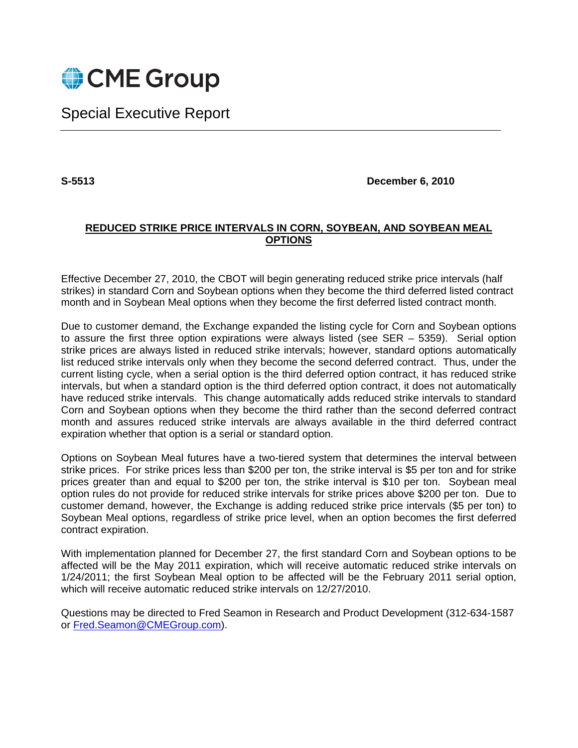CME Group

Special Executive Report

**S-5513** **December 6, 2010**

## REDUCED STRIKE PRICE INTERVALS IN CORN, SOYBEAN, AND SOYBEAN MEAL OPTIONS

Effective December 27, 2010, the CBOT will begin generating reduced strike price intervals (half strikes) in standard Corn and Soybean options when they become the third deferred listed contract month and in Soybean Meal options when they become the first deferred listed contract month.

Due to customer demand, the Exchange expanded the listing cycle for Corn and Soybean options to assure the first three option expirations were always listed (see SER – 5359). Serial option strike prices are always listed in reduced strike intervals; however, standard options automatically list reduced strike intervals only when they become the second deferred contract. Thus, under the current listing cycle, when a serial option is the third deferred option contract, it has reduced strike intervals, but when a standard option is the third deferred option contract, it does not automatically have reduced strike intervals. This change automatically adds reduced strike intervals to standard Corn and Soybean options when they become the third rather than the second deferred contract month and assures reduced strike intervals are always available in the third deferred contract expiration whether that option is a serial or standard option.

Options on Soybean Meal futures have a two-tiered system that determines the interval between strike prices. For strike prices less than $200 per ton, the strike interval is $5 per ton and for strike prices greater than and equal to $200 per ton, the strike interval is $10 per ton. Soybean meal option rules do not provide for reduced strike intervals for strike prices above $200 per ton. Due to customer demand, however, the Exchange is adding reduced strike price intervals ($5 per ton) to Soybean Meal options, regardless of strike price level, when an option becomes the first deferred contract expiration.

With implementation planned for December 27, the first standard Corn and Soybean options to be affected will be the May 2011 expiration, which will receive automatic reduced strike intervals on 1/24/2011; the first Soybean Meal option to be affected will be the February 2011 serial option, which will receive automatic reduced strike intervals on 12/27/2010.

Questions may be directed to Fred Seamon in Research and Product Development (312-634-1587 or Fred.Seamon@CMEGroup.com).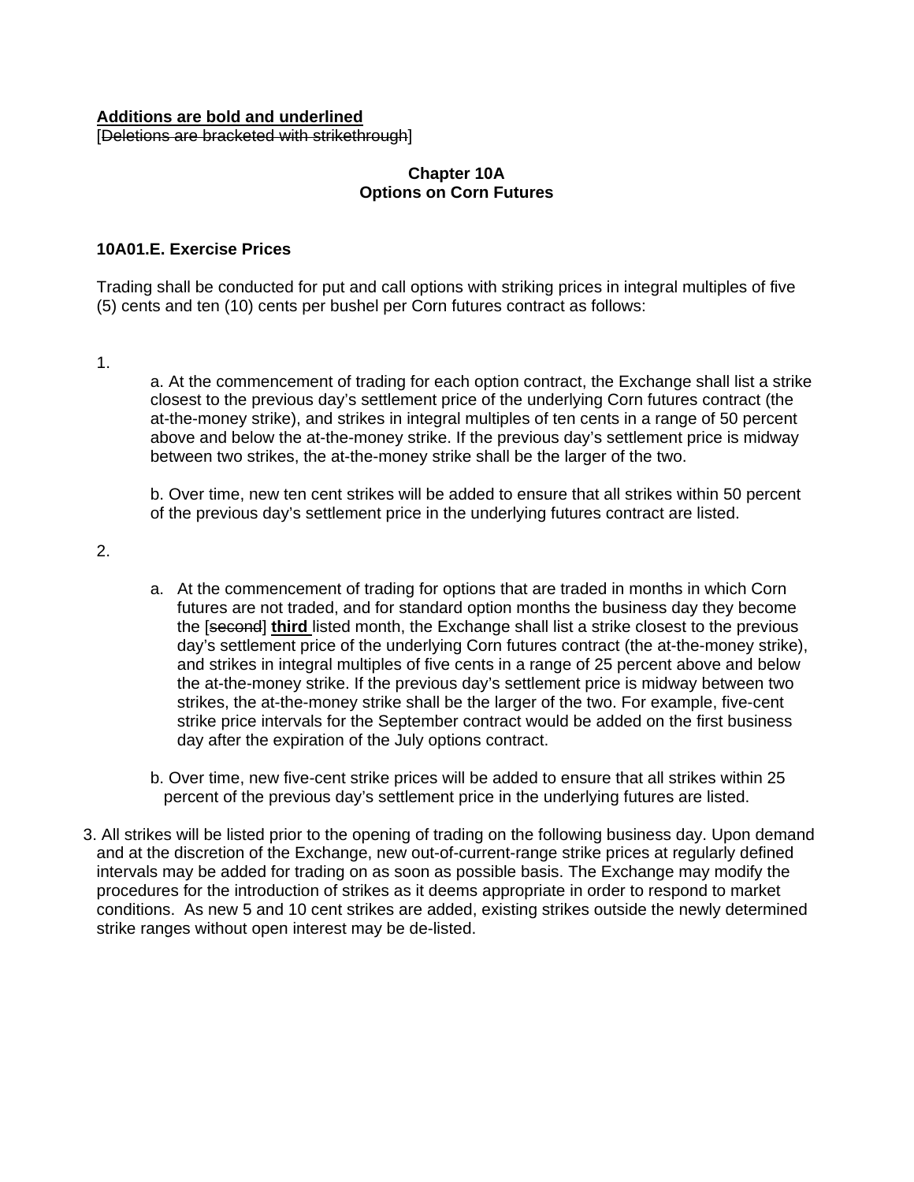**<u>Additions are bold and underlined</u>**
[~~Deletions are bracketed with strikethrough~~]

**Chapter 10A**
**Options on Corn Futures**

**10A01.E. Exercise Prices**

Trading shall be conducted for put and call options with striking prices in integral multiples of five (5) cents and ten (10) cents per bushel per Corn futures contract as follows:

1.

a. At the commencement of trading for each option contract, the Exchange shall list a strike closest to the previous day's settlement price of the underlying Corn futures contract (the at-the-money strike), and strikes in integral multiples of ten cents in a range of 50 percent above and below the at-the-money strike. If the previous day's settlement price is midway between two strikes, the at-the-money strike shall be the larger of the two.

b. Over time, new ten cent strikes will be added to ensure that all strikes within 50 percent of the previous day's settlement price in the underlying futures contract are listed.

2.

a. At the commencement of trading for options that are traded in months in which Corn futures are not traded, and for standard option months the business day they become the [~~second~~] **<u>third</u>** listed month, the Exchange shall list a strike closest to the previous day's settlement price of the underlying Corn futures contract (the at-the-money strike), and strikes in integral multiples of five cents in a range of 25 percent above and below the at-the-money strike. If the previous day's settlement price is midway between two strikes, the at-the-money strike shall be the larger of the two. For example, five-cent strike price intervals for the September contract would be added on the first business day after the expiration of the July options contract.

b. Over time, new five-cent strike prices will be added to ensure that all strikes within 25 percent of the previous day's settlement price in the underlying futures are listed.

3. All strikes will be listed prior to the opening of trading on the following business day. Upon demand and at the discretion of the Exchange, new out-of-current-range strike prices at regularly defined intervals may be added for trading on as soon as possible basis. The Exchange may modify the procedures for the introduction of strikes as it deems appropriate in order to respond to market conditions. As new 5 and 10 cent strikes are added, existing strikes outside the newly determined strike ranges without open interest may be de-listed.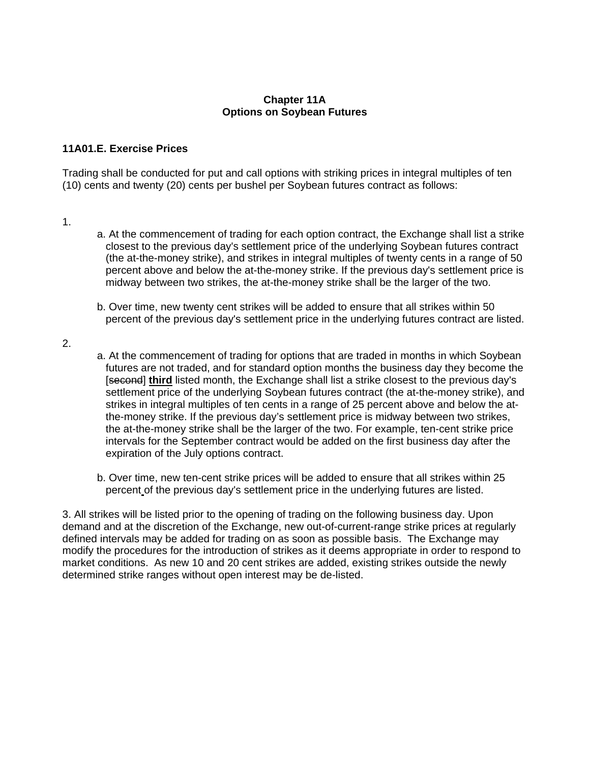**Chapter 11A**
**Options on Soybean Futures**

### 11A01.E. Exercise Prices

Trading shall be conducted for put and call options with striking prices in integral multiples of ten (10) cents and twenty (20) cents per bushel per Soybean futures contract as follows:

1.
   a. At the commencement of trading for each option contract, the Exchange shall list a strike closest to the previous day's settlement price of the underlying Soybean futures contract (the at-the-money strike), and strikes in integral multiples of twenty cents in a range of 50 percent above and below the at-the-money strike. If the previous day's settlement price is midway between two strikes, the at-the-money strike shall be the larger of the two.

   b. Over time, new twenty cent strikes will be added to ensure that all strikes within 50 percent of the previous day's settlement price in the underlying futures contract are listed.

2.
   a. At the commencement of trading for options that are traded in months in which Soybean futures are not traded, and for standard option months the business day they become the [~~second~~] **third** listed month, the Exchange shall list a strike closest to the previous day's settlement price of the underlying Soybean futures contract (the at-the-money strike), and strikes in integral multiples of ten cents in a range of 25 percent above and below the at-the-money strike. If the previous day's settlement price is midway between two strikes, the at-the-money strike shall be the larger of the two. For example, ten-cent strike price intervals for the September contract would be added on the first business day after the expiration of the July options contract.

   b. Over time, new ten-cent strike prices will be added to ensure that all strikes within 25 percent of the previous day's settlement price in the underlying futures are listed.

3. All strikes will be listed prior to the opening of trading on the following business day. Upon demand and at the discretion of the Exchange, new out-of-current-range strike prices at regularly defined intervals may be added for trading on as soon as possible basis. The Exchange may modify the procedures for the introduction of strikes as it deems appropriate in order to respond to market conditions. As new 10 and 20 cent strikes are added, existing strikes outside the newly determined strike ranges without open interest may be de-listed.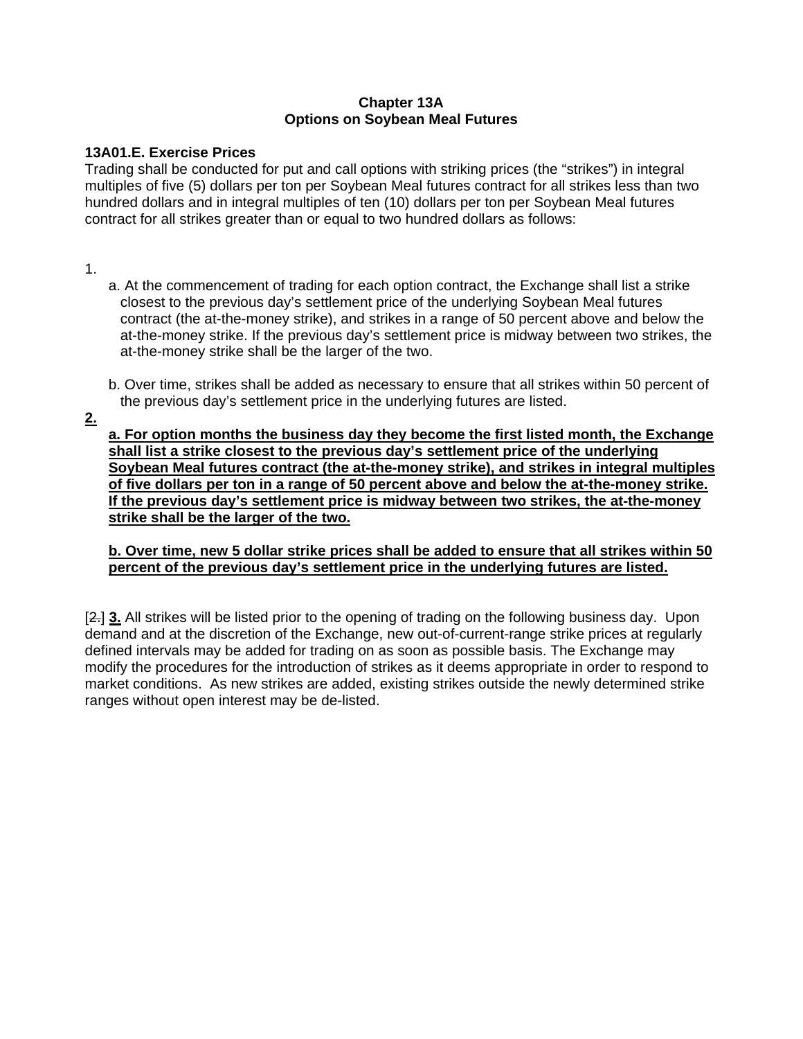**Chapter 13A**
**Options on Soybean Meal Futures**

**13A01.E. Exercise Prices**

Trading shall be conducted for put and call options with striking prices (the "strikes") in integral multiples of five (5) dollars per ton per Soybean Meal futures contract for all strikes less than two hundred dollars and in integral multiples of ten (10) dollars per ton per Soybean Meal futures contract for all strikes greater than or equal to two hundred dollars as follows:

1.

a. At the commencement of trading for each option contract, the Exchange shall list a strike closest to the previous day's settlement price of the underlying Soybean Meal futures contract (the at-the-money strike), and strikes in a range of 50 percent above and below the at-the-money strike. If the previous day's settlement price is midway between two strikes, the at-the-money strike shall be the larger of the two.

b. Over time, strikes shall be added as necessary to ensure that all strikes within 50 percent of the previous day's settlement price in the underlying futures are listed.

<u>**2.**</u>

<u>**a. For option months the business day they become the first listed month, the Exchange shall list a strike closest to the previous day's settlement price of the underlying Soybean Meal futures contract (the at-the-money strike), and strikes in integral multiples of five dollars per ton in a range of 50 percent above and below the at-the-money strike. If the previous day's settlement price is midway between two strikes, the at-the-money strike shall be the larger of the two.**</u>

<u>**b. Over time, new 5 dollar strike prices shall be added to ensure that all strikes within 50 percent of the previous day's settlement price in the underlying futures are listed.**</u>

[~~2.~~] <u>**3.**</u> All strikes will be listed prior to the opening of trading on the following business day. Upon demand and at the discretion of the Exchange, new out-of-current-range strike prices at regularly defined intervals may be added for trading on as soon as possible basis. The Exchange may modify the procedures for the introduction of strikes as it deems appropriate in order to respond to market conditions. As new strikes are added, existing strikes outside the newly determined strike ranges without open interest may be de-listed.